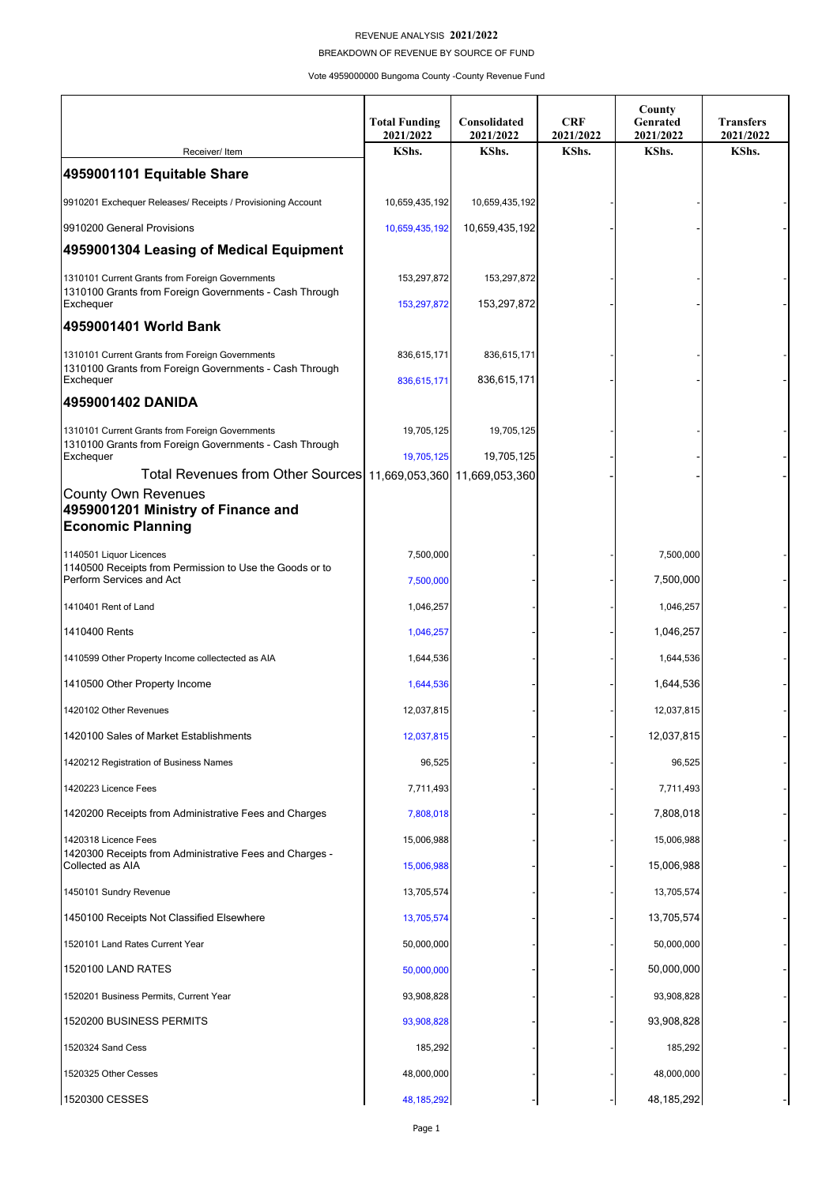REVENUE ANALYSIS **2021/2022**

BREAKDOWN OF REVENUE BY SOURCE OF FUND

Vote 4959000000 Bungoma County -County Revenue Fund

| Receiver/ Item | Total Funding 2021/2022 KShs. | Consolidated 2021/2022 KShs. | CRF 2021/2022 KShs. | County Genrated 2021/2022 KShs. | Transfers 2021/2022 KShs. |
|---|---|---|---|---|---|
| **4959001101 Equitable Share** | | | | | |
| 9910201 Exchequer Releases/ Receipts / Provisioning Account | 10,659,435,192 | 10,659,435,192 | - | - | - |
| 9910200 General Provisions | 10,659,435,192 | 10,659,435,192 | - | - | - |
| **4959001304 Leasing of Medical Equipment** | | | | | |
| 1310101 Current Grants from Foreign Governments | 153,297,872 | 153,297,872 | - | - | - |
| 1310100 Grants from Foreign Governments - Cash Through Exchequer | 153,297,872 | 153,297,872 | - | - | - |
| **4959001401 World Bank** | | | | | |
| 1310101 Current Grants from Foreign Governments | 836,615,171 | 836,615,171 | - | - | - |
| 1310100 Grants from Foreign Governments - Cash Through Exchequer | 836,615,171 | 836,615,171 | - | - | - |
| **4959001402 DANIDA** | | | | | |
| 1310101 Current Grants from Foreign Governments | 19,705,125 | 19,705,125 | - | - | - |
| 1310100 Grants from Foreign Governments - Cash Through Exchequer | 19,705,125 | 19,705,125 | - | - | - |
| Total Revenues from Other Sources | 11,669,053,360 | 11,669,053,360 | - | - | - |
| County Own Revenues **4959001201 Ministry of Finance and Economic Planning** | | | | | |
| 1140501 Liquor Licences | 7,500,000 | - | - | 7,500,000 | - |
| 1140500 Receipts from Permission to Use the Goods or to Perform Services and Act | 7,500,000 | - | - | 7,500,000 | - |
| 1410401 Rent of Land | 1,046,257 | - | - | 1,046,257 | - |
| 1410400 Rents | 1,046,257 | - | - | 1,046,257 | - |
| 1410599 Other Property Income collectected as AIA | 1,644,536 | - | - | 1,644,536 | - |
| 1410500 Other Property Income | 1,644,536 | - | - | 1,644,536 | - |
| 1420102 Other Revenues | 12,037,815 | - | - | 12,037,815 | - |
| 1420100 Sales of Market Establishments | 12,037,815 | - | - | 12,037,815 | - |
| 1420212 Registration of Business Names | 96,525 | - | - | 96,525 | - |
| 1420223 Licence Fees | 7,711,493 | - | - | 7,711,493 | - |
| 1420200 Receipts from Administrative Fees and Charges | 7,808,018 | - | - | 7,808,018 | - |
| 1420318 Licence Fees | 15,006,988 | - | - | 15,006,988 | - |
| 1420300 Receipts from Administrative Fees and Charges - Collected as AIA | 15,006,988 | - | - | 15,006,988 | - |
| 1450101 Sundry Revenue | 13,705,574 | - | - | 13,705,574 | - |
| 1450100 Receipts Not Classified Elsewhere | 13,705,574 | - | - | 13,705,574 | - |
| 1520101 Land Rates Current Year | 50,000,000 | - | - | 50,000,000 | - |
| 1520100 LAND RATES | 50,000,000 | - | - | 50,000,000 | - |
| 1520201 Business Permits, Current Year | 93,908,828 | - | - | 93,908,828 | - |
| 1520200 BUSINESS PERMITS | 93,908,828 | - | - | 93,908,828 | - |
| 1520324 Sand Cess | 185,292 | - | - | 185,292 | - |
| 1520325 Other Cesses | 48,000,000 | - | - | 48,000,000 | - |
| 1520300 CESSES | 48,185,292 | - | - | 48,185,292 | - |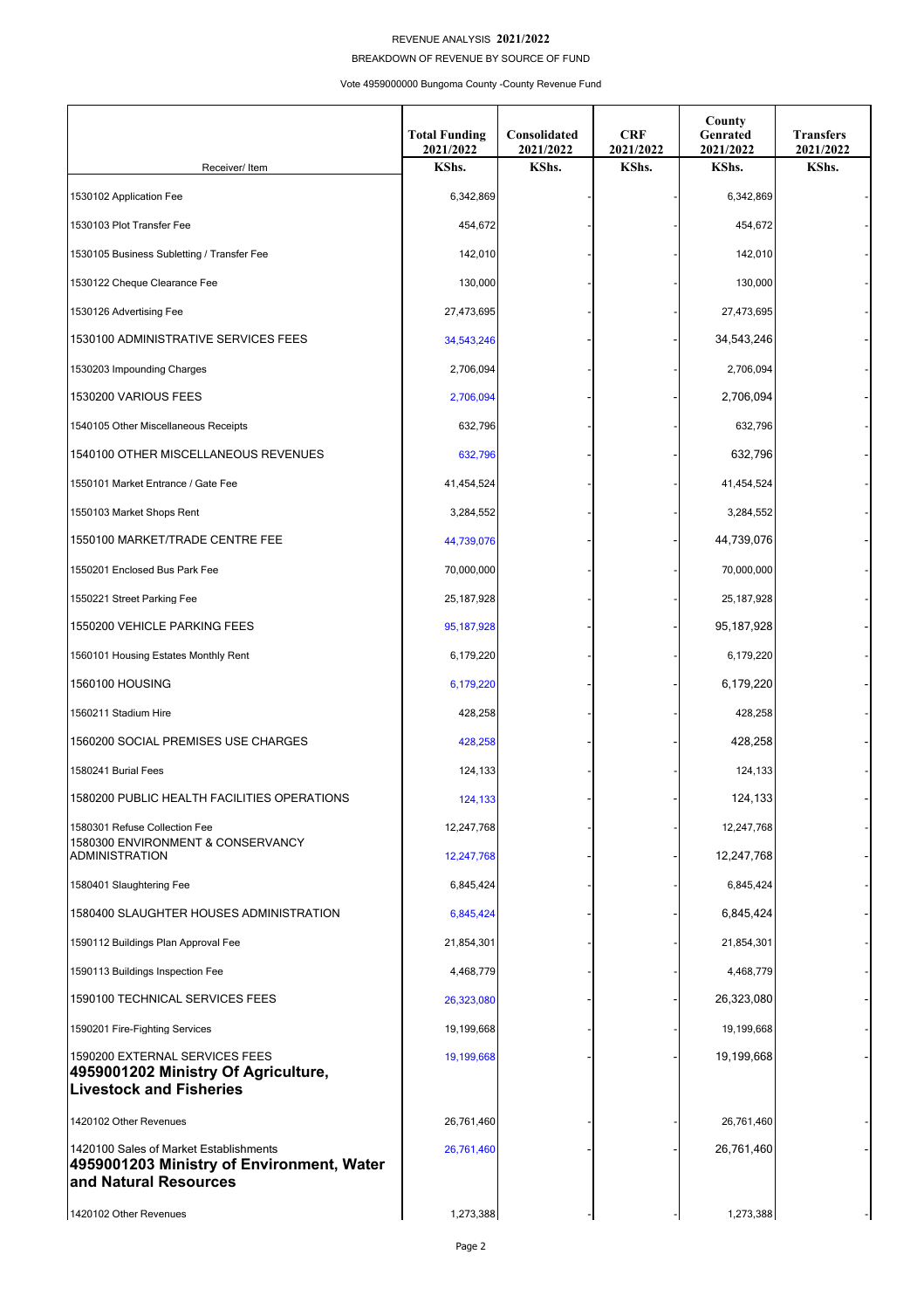REVENUE ANALYSIS **2021/2022**

BREAKDOWN OF REVENUE BY SOURCE OF FUND

Vote 4959000000 Bungoma County -County Revenue Fund

| Receiver/ Item | Total Funding 2021/2022 KShs. | Consolidated 2021/2022 KShs. | CRF 2021/2022 KShs. | County Genrated 2021/2022 KShs. | Transfers 2021/2022 KShs. |
|---|---|---|---|---|---|
| 1530102 Application Fee | 6,342,869 | - | - | 6,342,869 | - |
| 1530103 Plot Transfer Fee | 454,672 | - | - | 454,672 | - |
| 1530105 Business Subletting / Transfer Fee | 142,010 | - | - | 142,010 | - |
| 1530122 Cheque Clearance Fee | 130,000 | - | - | 130,000 | - |
| 1530126 Advertising Fee | 27,473,695 | - | - | 27,473,695 | - |
| 1530100 ADMINISTRATIVE SERVICES FEES | 34,543,246 | - | - | 34,543,246 | - |
| 1530203 Impounding Charges | 2,706,094 | - | - | 2,706,094 | - |
| 1530200 VARIOUS FEES | 2,706,094 | - | - | 2,706,094 | - |
| 1540105 Other Miscellaneous Receipts | 632,796 | - | - | 632,796 | - |
| 1540100 OTHER MISCELLANEOUS REVENUES | 632,796 | - | - | 632,796 | - |
| 1550101 Market Entrance / Gate Fee | 41,454,524 | - | - | 41,454,524 | - |
| 1550103 Market Shops Rent | 3,284,552 | - | - | 3,284,552 | - |
| 1550100 MARKET/TRADE CENTRE FEE | 44,739,076 | - | - | 44,739,076 | - |
| 1550201 Enclosed Bus Park Fee | 70,000,000 | - | - | 70,000,000 | - |
| 1550221 Street Parking Fee | 25,187,928 | - | - | 25,187,928 | - |
| 1550200 VEHICLE PARKING FEES | 95,187,928 | - | - | 95,187,928 | - |
| 1560101 Housing Estates Monthly Rent | 6,179,220 | - | - | 6,179,220 | - |
| 1560100 HOUSING | 6,179,220 | - | - | 6,179,220 | - |
| 1560211 Stadium Hire | 428,258 | - | - | 428,258 | - |
| 1560200 SOCIAL PREMISES USE CHARGES | 428,258 | - | - | 428,258 | - |
| 1580241 Burial Fees | 124,133 | - | - | 124,133 | - |
| 1580200 PUBLIC HEALTH FACILITIES OPERATIONS | 124,133 | - | - | 124,133 | - |
| 1580301 Refuse Collection Fee | 12,247,768 | - | - | 12,247,768 | - |
| 1580300 ENVIRONMENT & CONSERVANCY ADMINISTRATION | 12,247,768 | - | - | 12,247,768 | - |
| 1580401 Slaughtering Fee | 6,845,424 | - | - | 6,845,424 | - |
| 1580400 SLAUGHTER HOUSES ADMINISTRATION | 6,845,424 | - | - | 6,845,424 | - |
| 1590112 Buildings Plan Approval Fee | 21,854,301 | - | - | 21,854,301 | - |
| 1590113 Buildings Inspection Fee | 4,468,779 | - | - | 4,468,779 | - |
| 1590100 TECHNICAL SERVICES FEES | 26,323,080 | - | - | 26,323,080 | - |
| 1590201 Fire-Fighting Services | 19,199,668 | - | - | 19,199,668 | - |
| 1590200 EXTERNAL SERVICES FEES | 19,199,668 | - | - | 19,199,668 | - |
| **4959001202 Ministry Of Agriculture, Livestock and Fisheries** | | | | | |
| 1420102 Other Revenues | 26,761,460 | - | - | 26,761,460 | - |
| 1420100 Sales of Market Establishments | 26,761,460 | - | - | 26,761,460 | - |
| **4959001203 Ministry of Environment, Water and Natural Resources** | | | | | |
| 1420102 Other Revenues | 1,273,388 | - | - | 1,273,388 | - |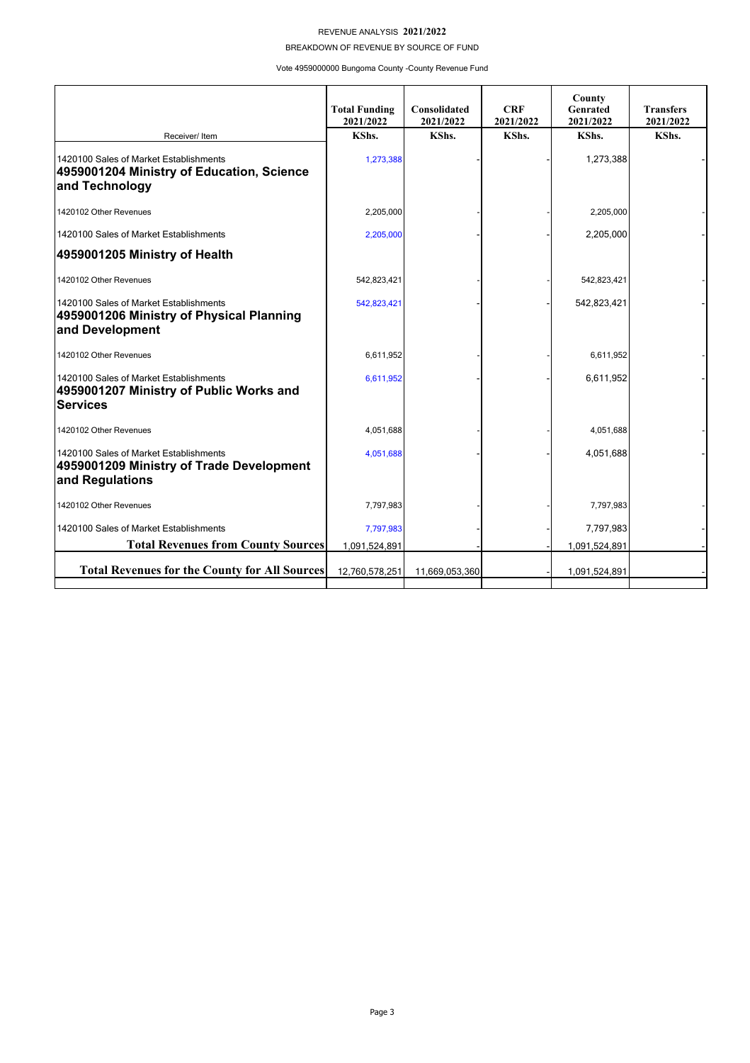REVENUE ANALYSIS **2021/2022**

BREAKDOWN OF REVENUE BY SOURCE OF FUND

Vote 4959000000 Bungoma County -County Revenue Fund

| Receiver/ Item | Total Funding 2021/2022 KShs. | Consolidated 2021/2022 KShs. | CRF 2021/2022 KShs. | County Genrated 2021/2022 KShs. | Transfers 2021/2022 KShs. |
|---|---|---|---|---|---|
| 1420100 Sales of Market Establishments | 1,273,388 | - | - | 1,273,388 | - |
| **4959001204 Ministry of Education, Science and Technology** | | | | | |
| 1420102 Other Revenues | 2,205,000 | - | - | 2,205,000 | - |
| 1420100 Sales of Market Establishments | 2,205,000 | - | - | 2,205,000 | - |
| **4959001205 Ministry of Health** | | | | | |
| 1420102 Other Revenues | 542,823,421 | - | - | 542,823,421 | - |
| 1420100 Sales of Market Establishments | 542,823,421 | - | - | 542,823,421 | - |
| **4959001206 Ministry of Physical Planning and Development** | | | | | |
| 1420102 Other Revenues | 6,611,952 | - | - | 6,611,952 | - |
| 1420100 Sales of Market Establishments | 6,611,952 | - | - | 6,611,952 | - |
| **4959001207 Ministry of Public Works and Services** | | | | | |
| 1420102 Other Revenues | 4,051,688 | - | - | 4,051,688 | - |
| 1420100 Sales of Market Establishments | 4,051,688 | - | - | 4,051,688 | - |
| **4959001209 Ministry of Trade Development and Regulations** | | | | | |
| 1420102 Other Revenues | 7,797,983 | - | - | 7,797,983 | - |
| 1420100 Sales of Market Establishments | 7,797,983 | - | - | 7,797,983 | - |
| **Total Revenues from County Sources** | 1,091,524,891 | - | - | 1,091,524,891 | - |
| **Total Revenues for the County for All Sources** | 12,760,578,251 | 11,669,053,360 | - | 1,091,524,891 | - |